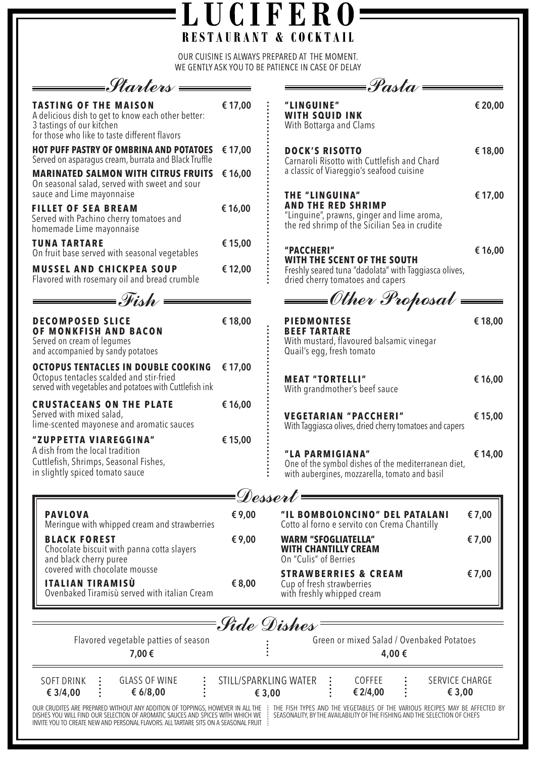# LUCIFERO

## RESTAURANT & COCKTAIL

OUR CUISINE IS ALWAYS PREPARED AT THE MOMENT.
WE GENTLY ASK YOU TO BE PATIENCE IN CASE OF DELAY

## Starters

**TASTING OF THE MAISON** — € 17,00
A delicious dish to get to know each other better:
3 tastings of our kitchen
for those who like to taste different flavors

**HOT PUFF PASTRY OF OMBRINA AND POTATOES** — € 17,00
Served on asparagus cream, burrata and Black Truffle

**MARINATED SALMON WITH CITRUS FRUITS** — € 16,00
On seasonal salad, served with sweet and sour sauce and Lime mayonnaise

**FILLET OF SEA BREAM** — € 16,00
Served with Pachino cherry tomatoes and homemade Lime mayonnaise

**TUNA TARTARE** — € 15,00
On fruit base served with seasonal vegetables

**MUSSEL AND CHICKPEA SOUP** — € 12,00
Flavored with rosemary oil and bread crumble

## Fish

**DECOMPOSED SLICE OF MONKFISH AND BACON** — € 18,00
Served on cream of legumes
and accompanied by sandy potatoes

**OCTOPUS TENTACLES IN DOUBLE COOKING** — € 17,00
Octopus tentacles scalded and stir-fried
served with vegetables and potatoes with Cuttlefish ink

**CRUSTACEANS ON THE PLATE** — € 16,00
Served with mixed salad,
lime-scented mayonese and aromatic sauces

**"ZUPPETTA VIAREGGINA"** — € 15,00
A dish from the local tradition
Cuttlefish, Shrimps, Seasonal Fishes,
in slightly spiced tomato sauce

## Pasta

**"LINGUINE" WITH SQUID INK** — € 20,00
With Bottarga and Clams

**DOCK'S RISOTTO** — € 18,00
Carnaroli Risotto with Cuttlefish and Chard
a classic of Viareggio's seafood cuisine

**THE "LINGUINA" AND THE RED SHRIMP** — € 17,00
"Linguine", prawns, ginger and lime aroma,
the red shrimp of the Sicilian Sea in crudite

**"PACCHERI" WITH THE SCENT OF THE SOUTH** — € 16,00
Freshly seared tuna "dadolata" with Taggiasca olives,
dried cherry tomatoes and capers

## Other Proposal

**PIEDMONTESE BEEF TARTARE** — € 18,00
With mustard, flavoured balsamic vinegar
Quail's egg, fresh tomato

**MEAT "TORTELLI"** — € 16,00
With grandmother's beef sauce

**VEGETARIAN "PACCHERI"** — € 15,00
With Taggiasca olives, dried cherry tomatoes and capers

**"LA PARMIGIANA"** — € 14,00
One of the symbol dishes of the mediterranean diet,
with aubergines, mozzarella, tomato and basil

## Dessert

**PAVLOVA** — € 9,00
Meringue with whipped cream and strawberries

**BLACK FOREST** — € 9,00
Chocolate biscuit with panna cotta slayers
and black cherry puree
covered with chocolate mousse

**ITALIAN TIRAMISÙ** — € 8,00
Ovenbaked Tiramisù served with italian Cream

**"IL BOMBOLONCINO" DEL PATALANI** — € 7,00
Cotto al forno e servito con Crema Chantilly

**WARM "SFOGLIATELLA" WITH CHANTILLY CREAM** — € 7,00
On "Culis" of Berries

**STRAWBERRIES & CREAM** — € 7,00
Cup of fresh strawberries
with freshly whipped cream

## Side Dishes

Flavored vegetable patties of season
7,00 €

Green or mixed Salad / Ovenbaked Potatoes
4,00 €

| SOFT DRINK | GLASS OF WINE | STILL/SPARKLING WATER | COFFEE | SERVICE CHARGE |
|---|---|---|---|---|
| € 3/4,00 | € 6/8,00 | € 3,00 | € 2/4,00 | € 3,00 |

OUR CRUDITES ARE PREPARED WITHOUT ANY ADDITION OF TOPPINGS, HOWEVER IN ALL THE DISHES YOU WILL FIND OUR SELECTION OF AROMATIC SAUCES AND SPICES WITH WHICH WE INVITE YOU TO CREATE NEW AND PERSONAL FLAVORS. ALL TARTARE SITS ON A SEASONAL FRUIT

THE FISH TYPES AND THE VEGETABLES OF THE VARIOUS RECIPES MAY BE AFFECTED BY SEASONALITY, BY THE AVAILABILITY OF THE FISHING AND THE SELECTION OF CHEFS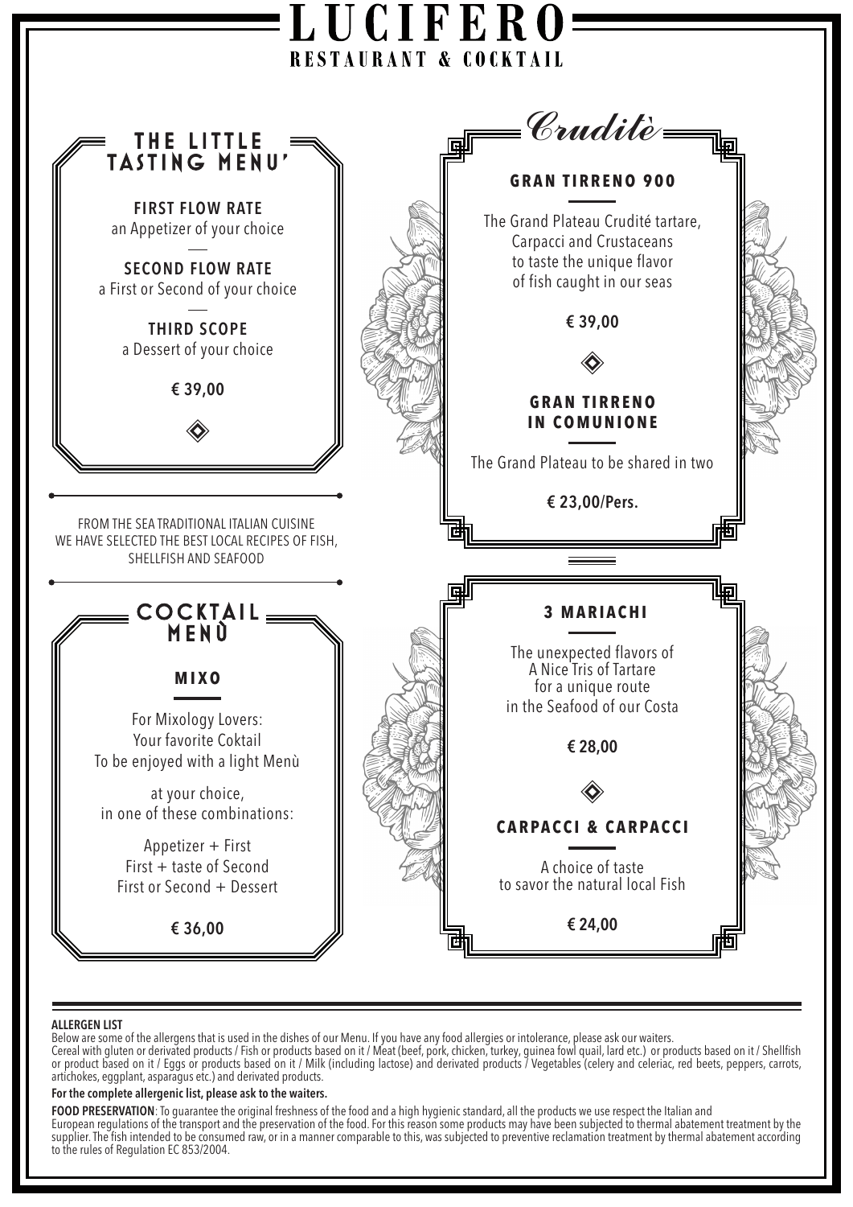# LUCIFERO

RESTAURANT & COCKTAIL

## THE LITTLE TASTING MENU'

**FIRST FLOW RATE**
an Appetizer of your choice

**SECOND FLOW RATE**
a First or Second of your choice

**THIRD SCOPE**
a Dessert of your choice

**€ 39,00**

FROM THE SEA TRADITIONAL ITALIAN CUISINE
WE HAVE SELECTED THE BEST LOCAL RECIPES OF FISH, SHELLFISH AND SEAFOOD

## COCKTAIL MENÙ

### MIXO

For Mixology Lovers:
Your favorite Coktail
To be enjoyed with a light Menù

at your choice,
in one of these combinations:

Appetizer + First
First + taste of Second
First or Second + Dessert

**€ 36,00**

## *Cruditè*

### GRAN TIRRENO 900

The Grand Plateau Crudité tartare,
Carpacci and Crustaceans
to taste the unique flavor
of fish caught in our seas

**€ 39,00**

### GRAN TIRRENO IN COMUNIONE

The Grand Plateau to be shared in two

**€ 23,00/Pers.**

### 3 MARIACHI

The unexpected flavors of
A Nice Tris of Tartare
for a unique route
in the Seafood of our Costa

**€ 28,00**

### CARPACCI & CARPACCI

A choice of taste
to savor the natural local Fish

**€ 24,00**

**ALLERGEN LIST**

Below are some of the allergens that is used in the dishes of our Menu. If you have any food allergies or intolerance, please ask our waiters.
Cereal with gluten or derivated products / Fish or products based on it / Meat (beef, pork, chicken, turkey, guinea fowl quail, lard etc.) or products based on it / Shellfish or product based on it / Eggs or products based on it / Milk (including lactose) and derivated products / Vegetables (celery and celeriac, red beets, peppers, carrots, artichokes, eggplant, asparagus etc.) and derivated products.

**For the complete allergenic list, please ask to the waiters.**

**FOOD PRESERVATION**: To guarantee the original freshness of the food and a high hygienic standard, all the products we use respect the Italian and European regulations of the transport and the preservation of the food. For this reason some products may have been subjected to thermal abatement treatment by the supplier. The fish intended to be consumed raw, or in a manner comparable to this, was subjected to preventive reclamation treatment by thermal abatement according to the rules of Regulation EC 853/2004.